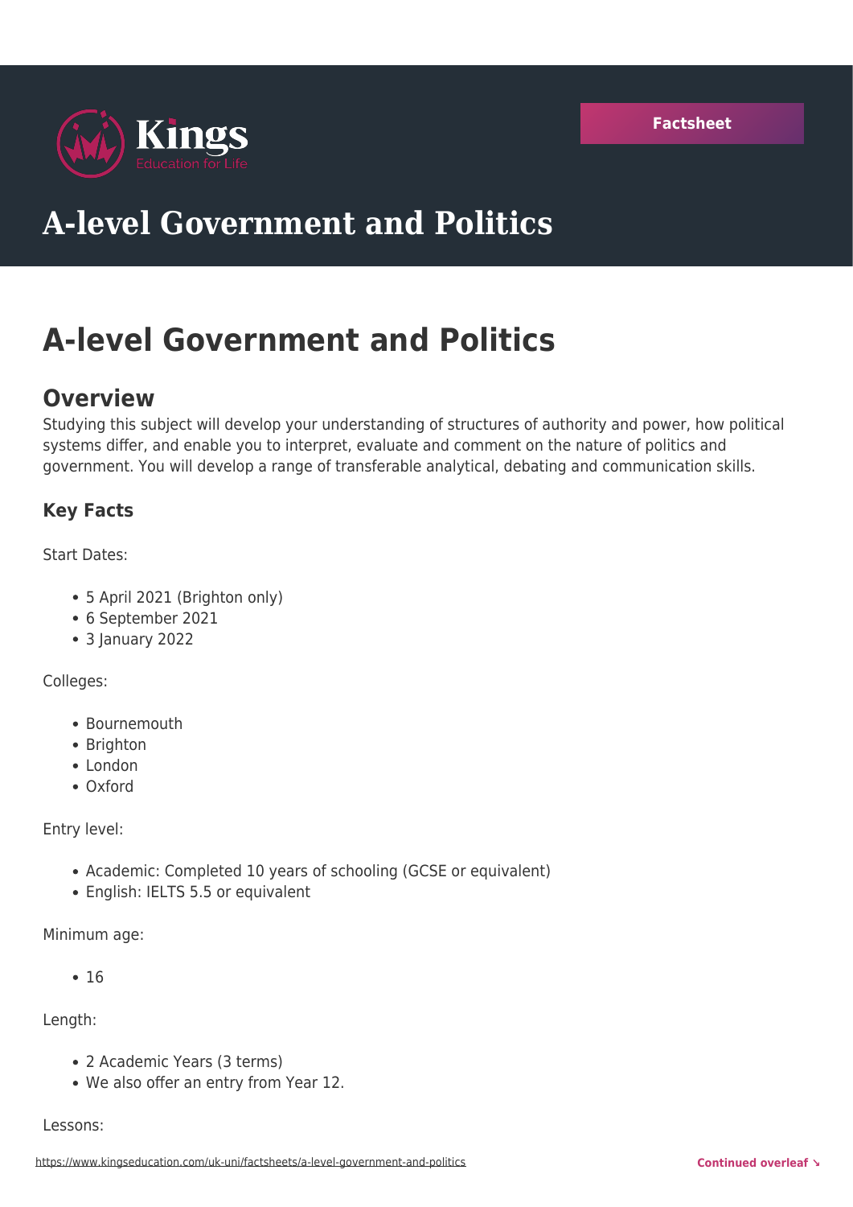Kings
Education for Life

Factsheet

# A-level Government and Politics

# A-level Government and Politics

## Overview

Studying this subject will develop your understanding of structures of authority and power, how political systems differ, and enable you to interpret, evaluate and comment on the nature of politics and government. You will develop a range of transferable analytical, debating and communication skills.

### Key Facts

Start Dates:

- 5 April 2021 (Brighton only)
- 6 September 2021
- 3 January 2022

Colleges:

- Bournemouth
- Brighton
- London
- Oxford

Entry level:

- Academic: Completed 10 years of schooling (GCSE or equivalent)
- English: IELTS 5.5 or equivalent

Minimum age:

- 16

Length:

- 2 Academic Years (3 terms)
- We also offer an entry from Year 12.

Lessons: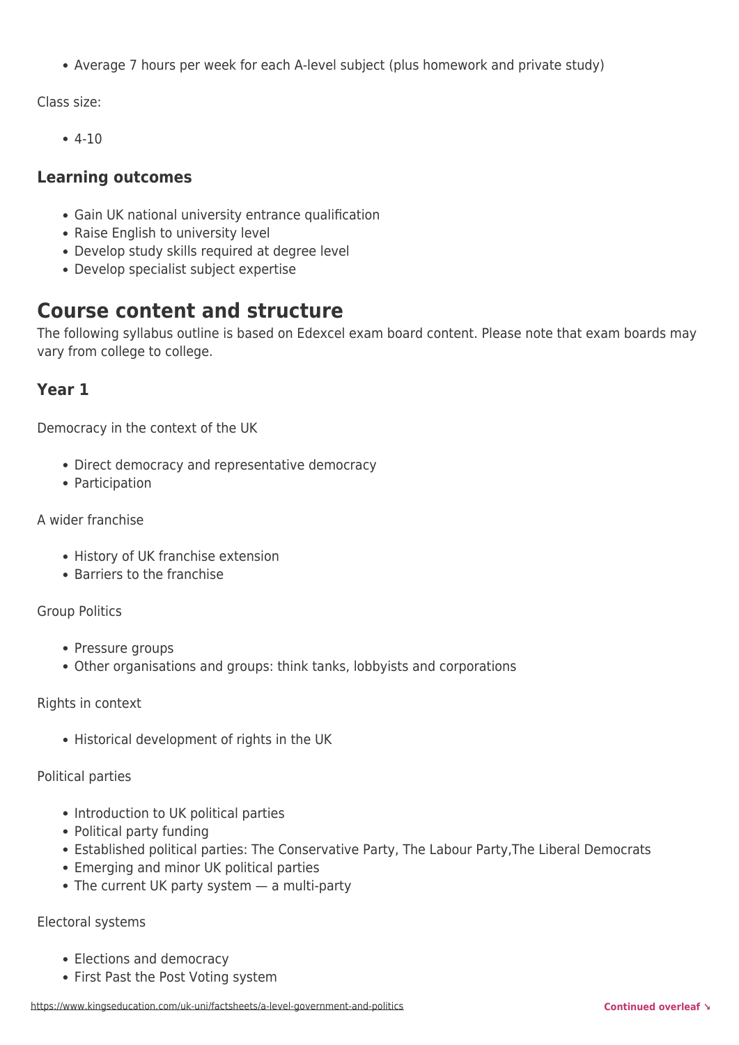- Average 7 hours per week for each A-level subject (plus homework and private study)

Class size:

- 4-10

### Learning outcomes

- Gain UK national university entrance qualification
- Raise English to university level
- Develop study skills required at degree level
- Develop specialist subject expertise

## Course content and structure

The following syllabus outline is based on Edexcel exam board content. Please note that exam boards may vary from college to college.

### Year 1

Democracy in the context of the UK

- Direct democracy and representative democracy
- Participation

A wider franchise

- History of UK franchise extension
- Barriers to the franchise

Group Politics

- Pressure groups
- Other organisations and groups: think tanks, lobbyists and corporations

Rights in context

- Historical development of rights in the UK

Political parties

- Introduction to UK political parties
- Political party funding
- Established political parties: The Conservative Party, The Labour Party,The Liberal Democrats
- Emerging and minor UK political parties
- The current UK party system — a multi-party

Electoral systems

- Elections and democracy
- First Past the Post Voting system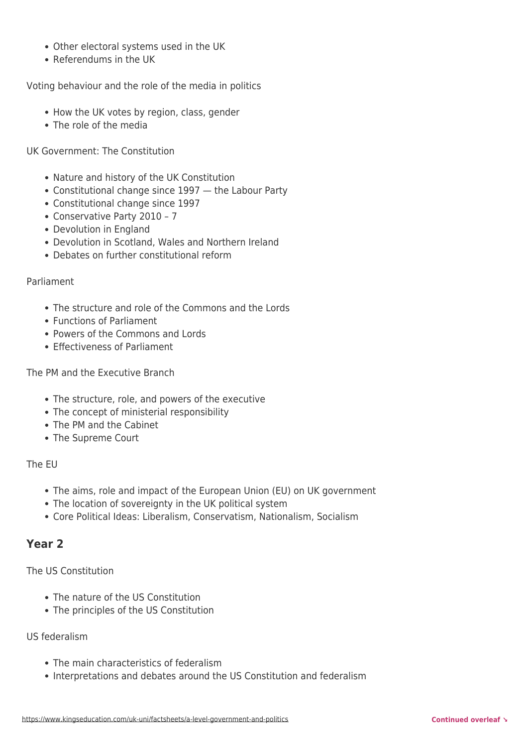- Other electoral systems used in the UK
- Referendums in the UK

Voting behaviour and the role of the media in politics

- How the UK votes by region, class, gender
- The role of the media

UK Government: The Constitution

- Nature and history of the UK Constitution
- Constitutional change since 1997 — the Labour Party
- Constitutional change since 1997
- Conservative Party 2010 – 7
- Devolution in England
- Devolution in Scotland, Wales and Northern Ireland
- Debates on further constitutional reform

Parliament

- The structure and role of the Commons and the Lords
- Functions of Parliament
- Powers of the Commons and Lords
- Effectiveness of Parliament

The PM and the Executive Branch

- The structure, role, and powers of the executive
- The concept of ministerial responsibility
- The PM and the Cabinet
- The Supreme Court

The EU

- The aims, role and impact of the European Union (EU) on UK government
- The location of sovereignty in the UK political system
- Core Political Ideas: Liberalism, Conservatism, Nationalism, Socialism

## Year 2

The US Constitution

- The nature of the US Constitution
- The principles of the US Constitution

US federalism

- The main characteristics of federalism
- Interpretations and debates around the US Constitution and federalism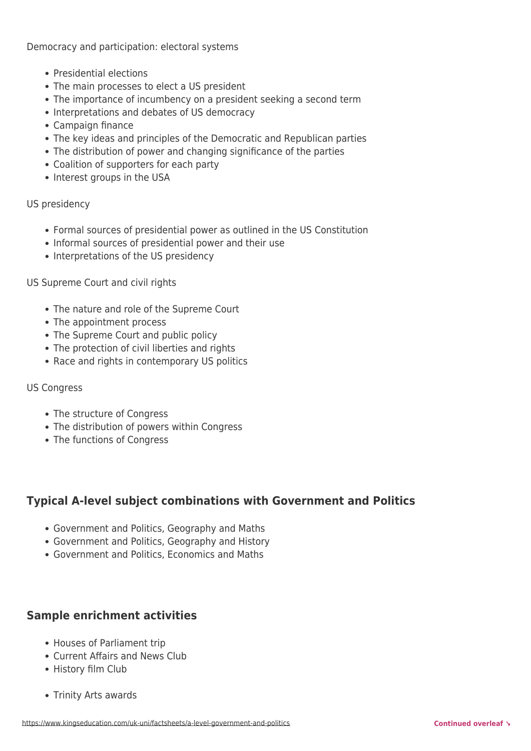Democracy and participation: electoral systems

- Presidential elections
- The main processes to elect a US president
- The importance of incumbency on a president seeking a second term
- Interpretations and debates of US democracy
- Campaign finance
- The key ideas and principles of the Democratic and Republican parties
- The distribution of power and changing significance of the parties
- Coalition of supporters for each party
- Interest groups in the USA

US presidency

- Formal sources of presidential power as outlined in the US Constitution
- Informal sources of presidential power and their use
- Interpretations of the US presidency

US Supreme Court and civil rights

- The nature and role of the Supreme Court
- The appointment process
- The Supreme Court and public policy
- The protection of civil liberties and rights
- Race and rights in contemporary US politics

US Congress

- The structure of Congress
- The distribution of powers within Congress
- The functions of Congress

## Typical A-level subject combinations with Government and Politics

- Government and Politics, Geography and Maths
- Government and Politics, Geography and History
- Government and Politics, Economics and Maths

## Sample enrichment activities

- Houses of Parliament trip
- Current Affairs and News Club
- History film Club
- Trinity Arts awards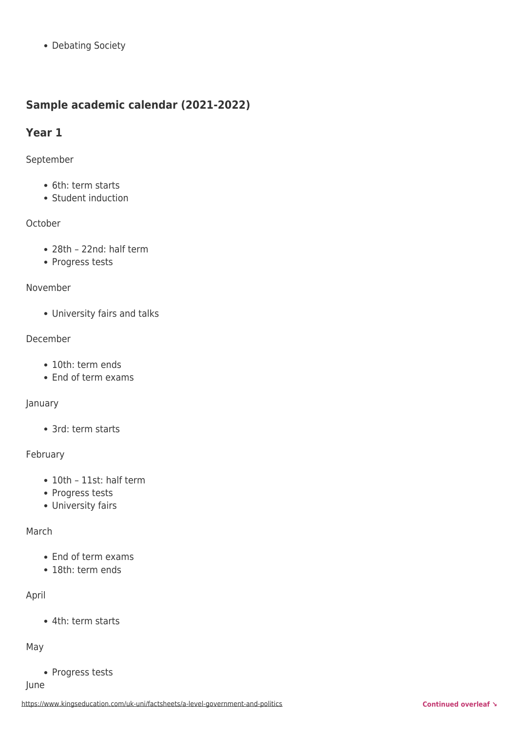- Debating Society

## Sample academic calendar (2021-2022)

## Year 1

September

- 6th: term starts
- Student induction

October

- 28th – 22nd: half term
- Progress tests

November

- University fairs and talks

December

- 10th: term ends
- End of term exams

January

- 3rd: term starts

February

- 10th – 11st: half term
- Progress tests
- University fairs

March

- End of term exams
- 18th: term ends

April

- 4th: term starts

May

- Progress tests

June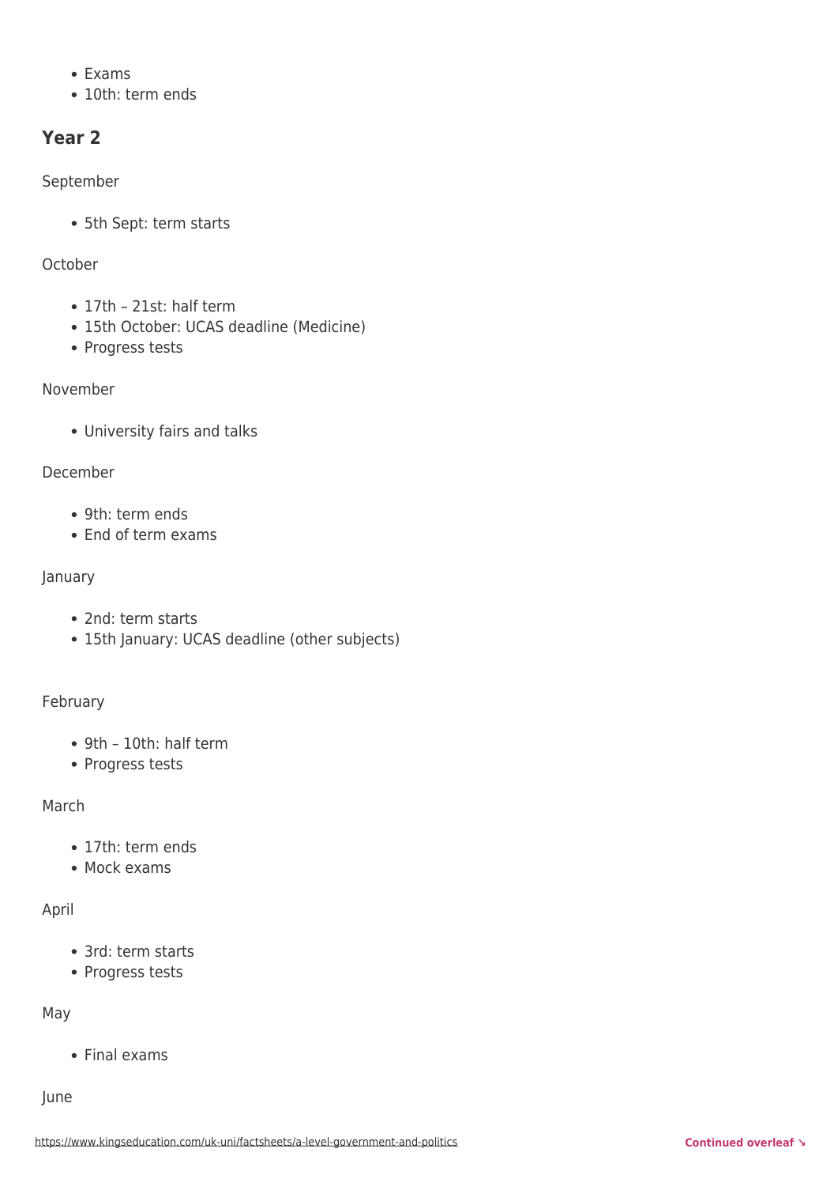- Exams
- 10th: term ends

## Year 2

September

- 5th Sept: term starts

October

- 17th – 21st: half term
- 15th October: UCAS deadline (Medicine)
- Progress tests

November

- University fairs and talks

December

- 9th: term ends
- End of term exams

January

- 2nd: term starts
- 15th January: UCAS deadline (other subjects)

February

- 9th – 10th: half term
- Progress tests

March

- 17th: term ends
- Mock exams

April

- 3rd: term starts
- Progress tests

May

- Final exams

June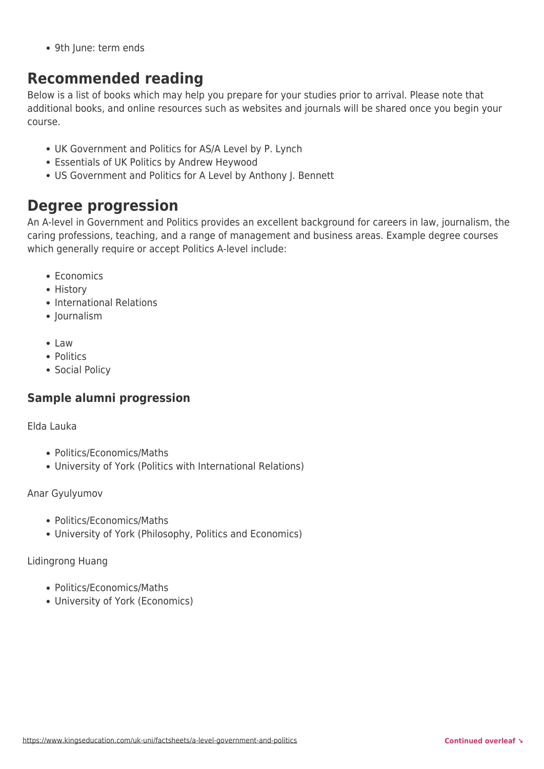- 9th June: term ends

## Recommended reading

Below is a list of books which may help you prepare for your studies prior to arrival. Please note that additional books, and online resources such as websites and journals will be shared once you begin your course.

- UK Government and Politics for AS/A Level by P. Lynch
- Essentials of UK Politics by Andrew Heywood
- US Government and Politics for A Level by Anthony J. Bennett

## Degree progression

An A-level in Government and Politics provides an excellent background for careers in law, journalism, the caring professions, teaching, and a range of management and business areas. Example degree courses which generally require or accept Politics A-level include:

- Economics
- History
- International Relations
- Journalism
- Law
- Politics
- Social Policy

### Sample alumni progression

Elda Lauka

- Politics/Economics/Maths
- University of York (Politics with International Relations)

Anar Gyulyumov

- Politics/Economics/Maths
- University of York (Philosophy, Politics and Economics)

Lidingrong Huang

- Politics/Economics/Maths
- University of York (Economics)